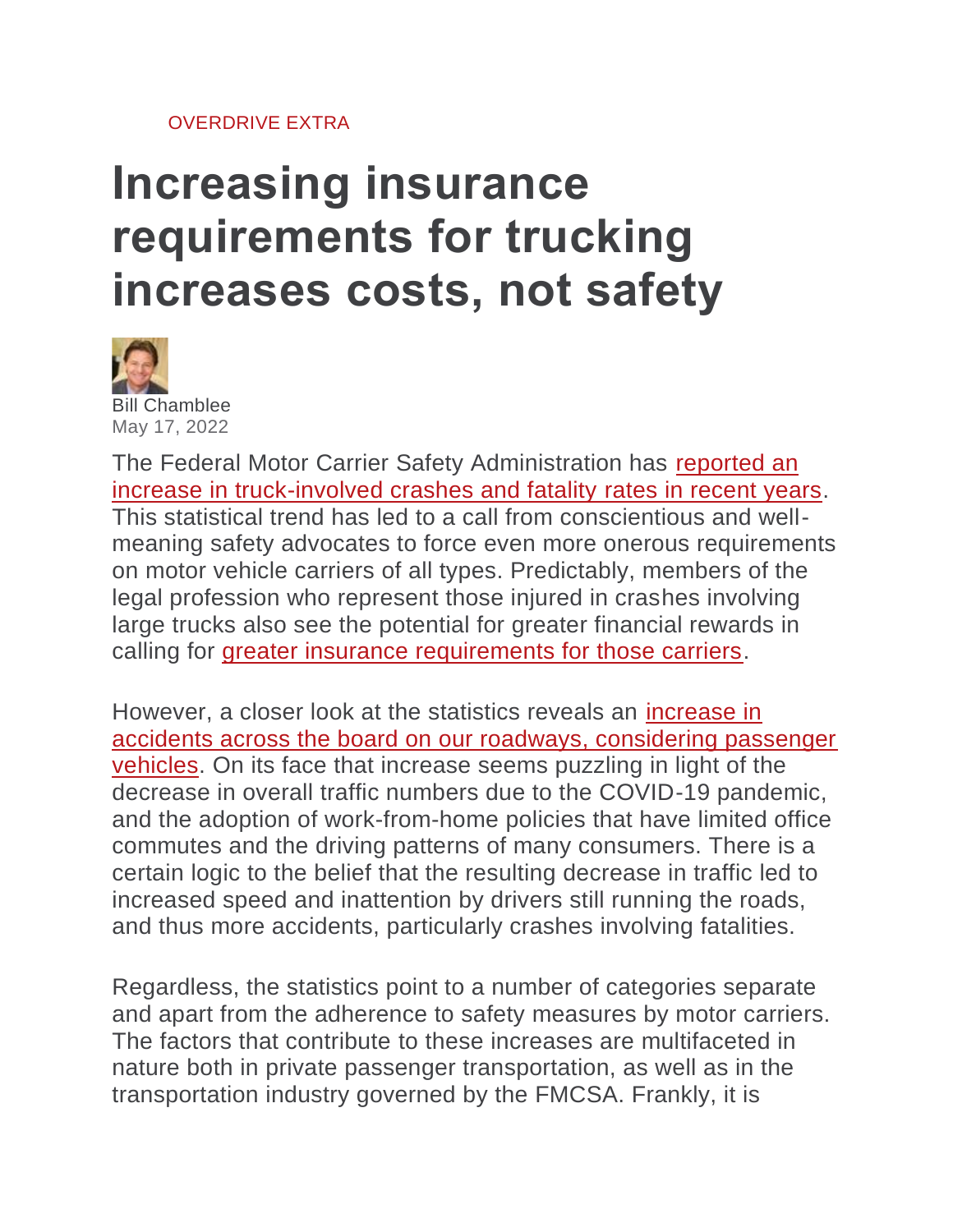OVERDRIVE EXTRA

# Increasing insurance requirements for trucking increases costs, not safety

Bill Chamblee
May 17, 2022

The Federal Motor Carrier Safety Administration has reported an increase in truck-involved crashes and fatality rates in recent years. This statistical trend has led to a call from conscientious and well-meaning safety advocates to force even more onerous requirements on motor vehicle carriers of all types. Predictably, members of the legal profession who represent those injured in crashes involving large trucks also see the potential for greater financial rewards in calling for greater insurance requirements for those carriers.

However, a closer look at the statistics reveals an increase in accidents across the board on our roadways, considering passenger vehicles. On its face that increase seems puzzling in light of the decrease in overall traffic numbers due to the COVID-19 pandemic, and the adoption of work-from-home policies that have limited office commutes and the driving patterns of many consumers. There is a certain logic to the belief that the resulting decrease in traffic led to increased speed and inattention by drivers still running the roads, and thus more accidents, particularly crashes involving fatalities.

Regardless, the statistics point to a number of categories separate and apart from the adherence to safety measures by motor carriers. The factors that contribute to these increases are multifaceted in nature both in private passenger transportation, as well as in the transportation industry governed by the FMCSA. Frankly, it is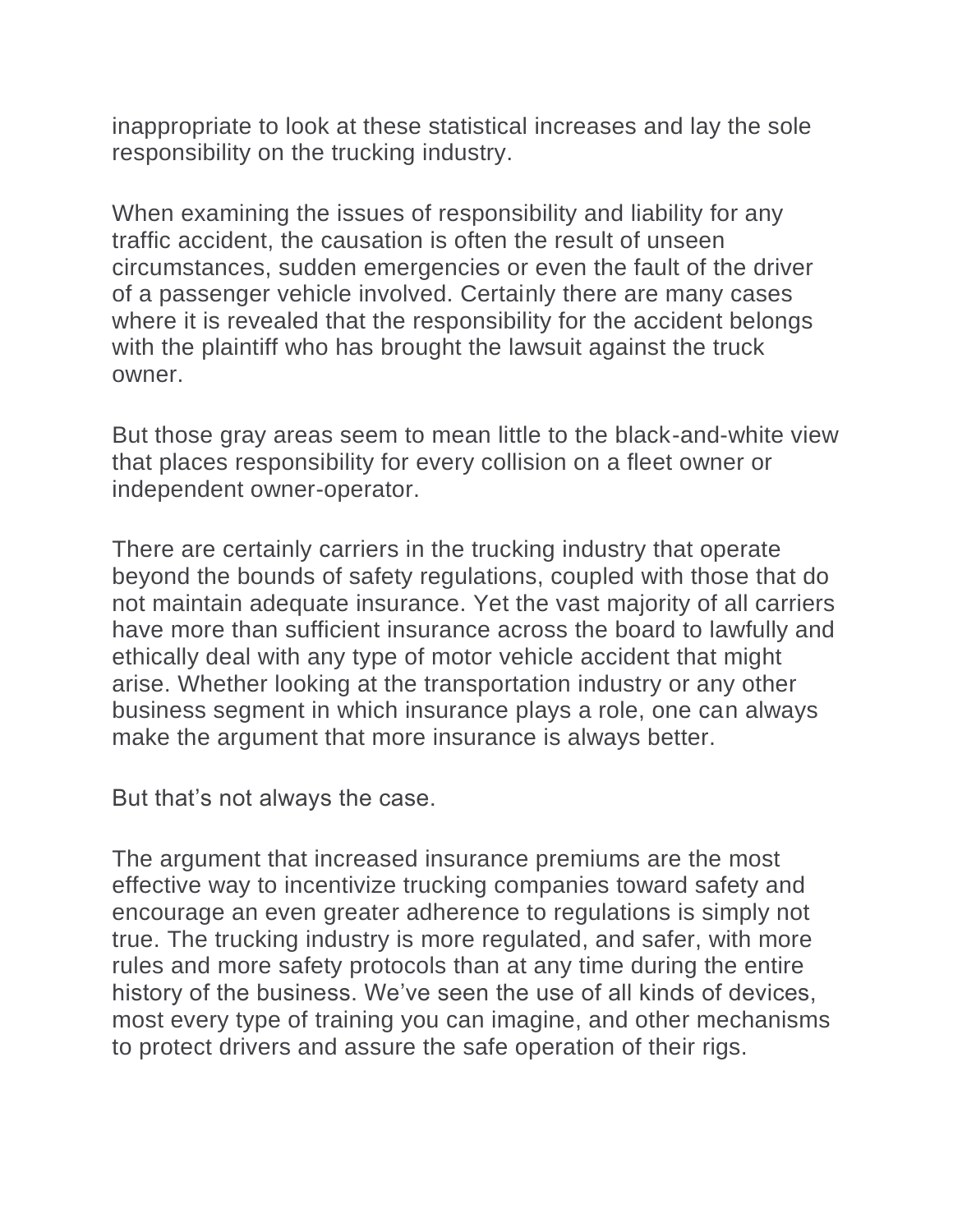inappropriate to look at these statistical increases and lay the sole responsibility on the trucking industry.

When examining the issues of responsibility and liability for any traffic accident, the causation is often the result of unseen circumstances, sudden emergencies or even the fault of the driver of a passenger vehicle involved. Certainly there are many cases where it is revealed that the responsibility for the accident belongs with the plaintiff who has brought the lawsuit against the truck owner.

But those gray areas seem to mean little to the black-and-white view that places responsibility for every collision on a fleet owner or independent owner-operator.

There are certainly carriers in the trucking industry that operate beyond the bounds of safety regulations, coupled with those that do not maintain adequate insurance. Yet the vast majority of all carriers have more than sufficient insurance across the board to lawfully and ethically deal with any type of motor vehicle accident that might arise. Whether looking at the transportation industry or any other business segment in which insurance plays a role, one can always make the argument that more insurance is always better.

But that's not always the case.

The argument that increased insurance premiums are the most effective way to incentivize trucking companies toward safety and encourage an even greater adherence to regulations is simply not true. The trucking industry is more regulated, and safer, with more rules and more safety protocols than at any time during the entire history of the business. We've seen the use of all kinds of devices, most every type of training you can imagine, and other mechanisms to protect drivers and assure the safe operation of their rigs.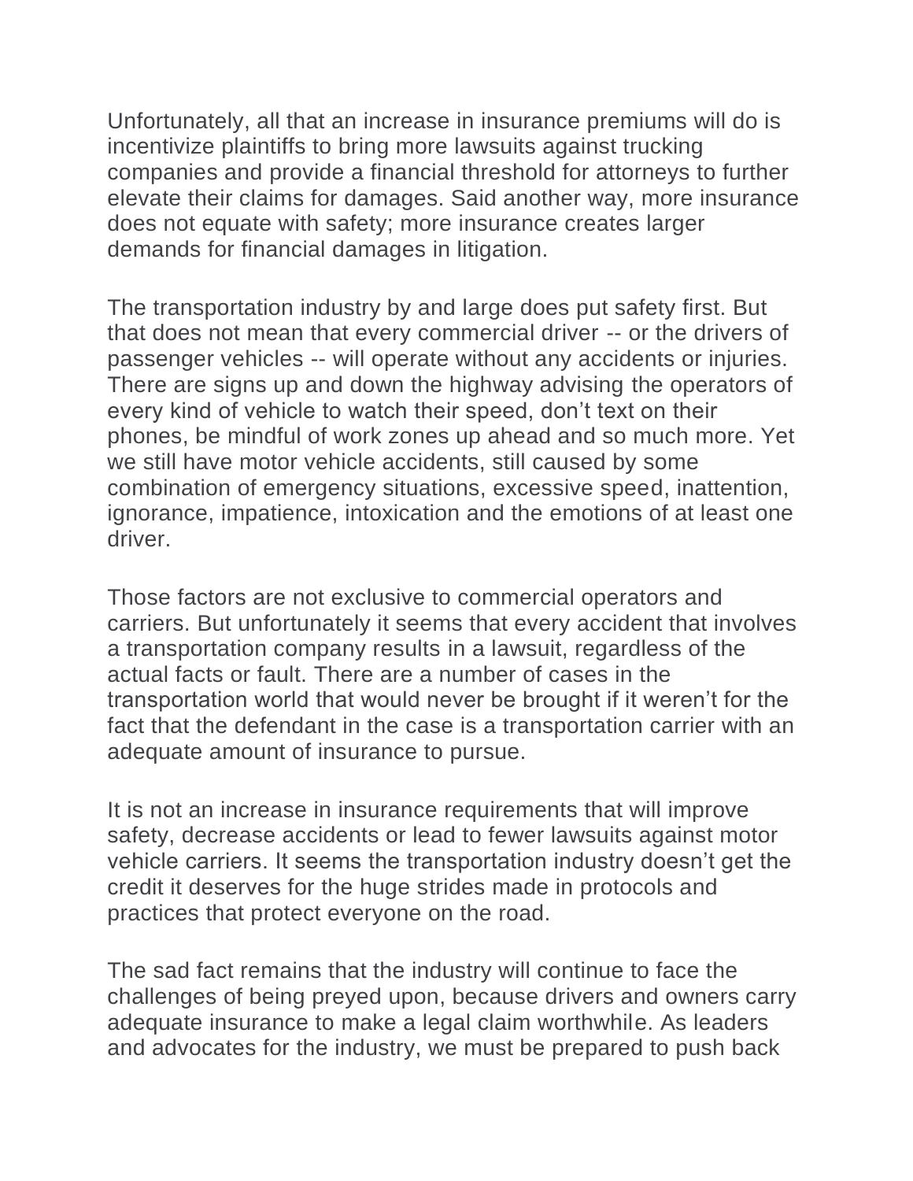Unfortunately, all that an increase in insurance premiums will do is incentivize plaintiffs to bring more lawsuits against trucking companies and provide a financial threshold for attorneys to further elevate their claims for damages. Said another way, more insurance does not equate with safety; more insurance creates larger demands for financial damages in litigation.

The transportation industry by and large does put safety first. But that does not mean that every commercial driver -- or the drivers of passenger vehicles -- will operate without any accidents or injuries. There are signs up and down the highway advising the operators of every kind of vehicle to watch their speed, don't text on their phones, be mindful of work zones up ahead and so much more. Yet we still have motor vehicle accidents, still caused by some combination of emergency situations, excessive speed, inattention, ignorance, impatience, intoxication and the emotions of at least one driver.

Those factors are not exclusive to commercial operators and carriers. But unfortunately it seems that every accident that involves a transportation company results in a lawsuit, regardless of the actual facts or fault. There are a number of cases in the transportation world that would never be brought if it weren't for the fact that the defendant in the case is a transportation carrier with an adequate amount of insurance to pursue.

It is not an increase in insurance requirements that will improve safety, decrease accidents or lead to fewer lawsuits against motor vehicle carriers. It seems the transportation industry doesn't get the credit it deserves for the huge strides made in protocols and practices that protect everyone on the road.

The sad fact remains that the industry will continue to face the challenges of being preyed upon, because drivers and owners carry adequate insurance to make a legal claim worthwhile. As leaders and advocates for the industry, we must be prepared to push back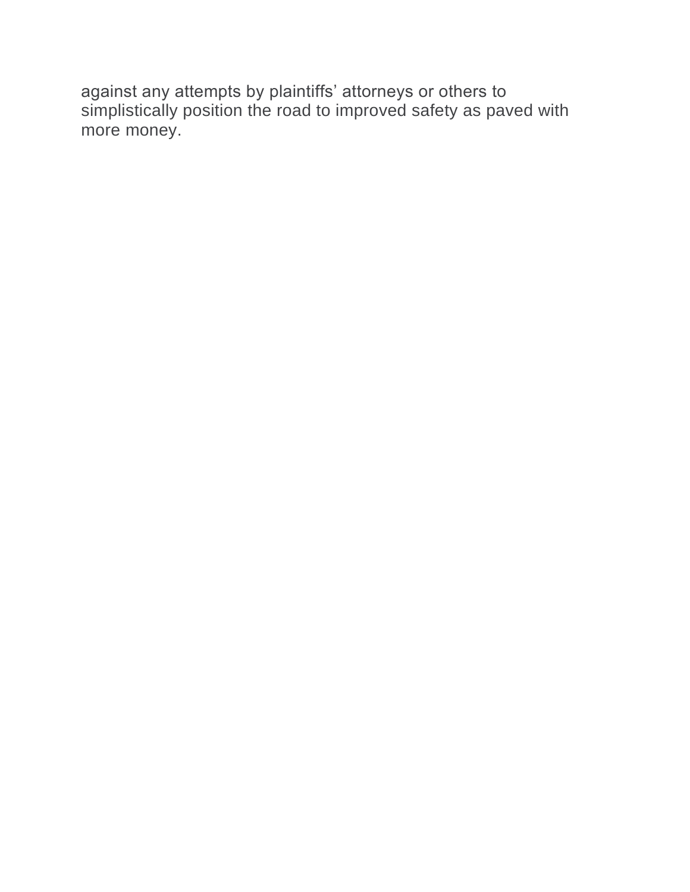against any attempts by plaintiffs' attorneys or others to simplistically position the road to improved safety as paved with more money.